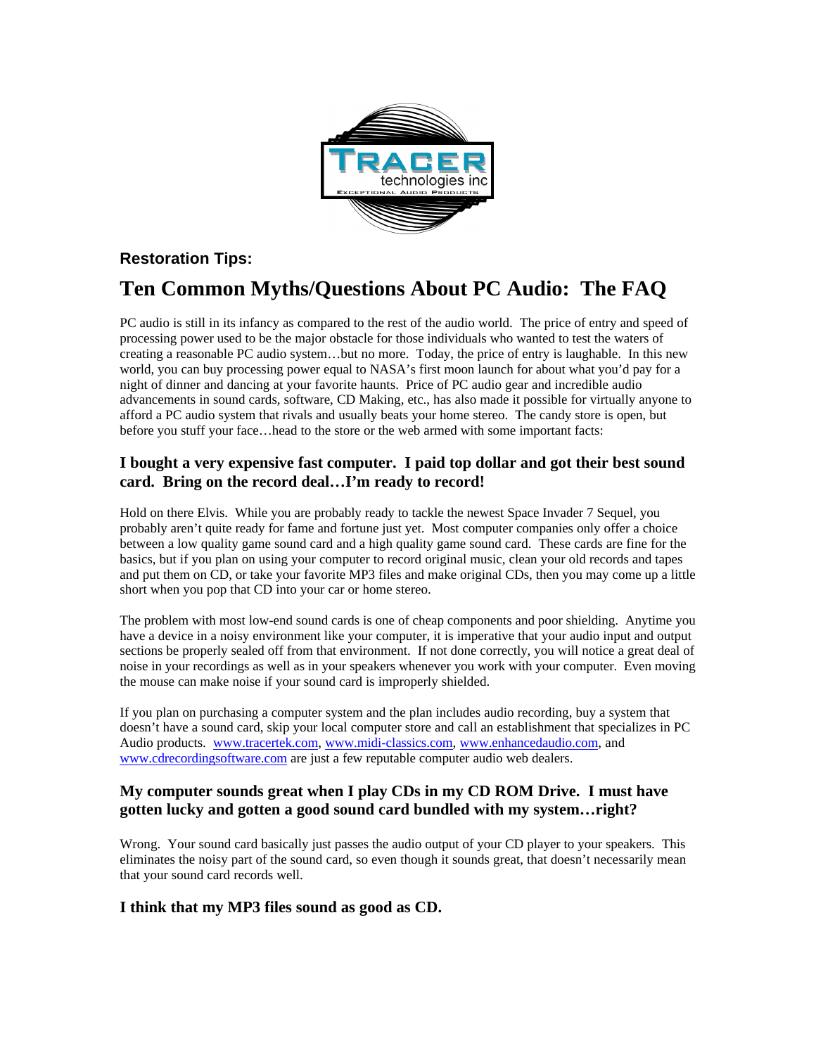**Restoration Tips:**

# Ten Common Myths/Questions About PC Audio: The FAQ

PC audio is still in its infancy as compared to the rest of the audio world. The price of entry and speed of processing power used to be the major obstacle for those individuals who wanted to test the waters of creating a reasonable PC audio system…but no more. Today, the price of entry is laughable. In this new world, you can buy processing power equal to NASA's first moon launch for about what you'd pay for a night of dinner and dancing at your favorite haunts. Price of PC audio gear and incredible audio advancements in sound cards, software, CD Making, etc., has also made it possible for virtually anyone to afford a PC audio system that rivals and usually beats your home stereo. The candy store is open, but before you stuff your face…head to the store or the web armed with some important facts:

## I bought a very expensive fast computer. I paid top dollar and got their best sound card. Bring on the record deal…I'm ready to record!

Hold on there Elvis. While you are probably ready to tackle the newest Space Invader 7 Sequel, you probably aren't quite ready for fame and fortune just yet. Most computer companies only offer a choice between a low quality game sound card and a high quality game sound card. These cards are fine for the basics, but if you plan on using your computer to record original music, clean your old records and tapes and put them on CD, or take your favorite MP3 files and make original CDs, then you may come up a little short when you pop that CD into your car or home stereo.

The problem with most low-end sound cards is one of cheap components and poor shielding. Anytime you have a device in a noisy environment like your computer, it is imperative that your audio input and output sections be properly sealed off from that environment. If not done correctly, you will notice a great deal of noise in your recordings as well as in your speakers whenever you work with your computer. Even moving the mouse can make noise if your sound card is improperly shielded.

If you plan on purchasing a computer system and the plan includes audio recording, buy a system that doesn't have a sound card, skip your local computer store and call an establishment that specializes in PC Audio products. www.tracertek.com, www.midi-classics.com, www.enhancedaudio.com, and www.cdrecordingsoftware.com are just a few reputable computer audio web dealers.

## My computer sounds great when I play CDs in my CD ROM Drive. I must have gotten lucky and gotten a good sound card bundled with my system…right?

Wrong. Your sound card basically just passes the audio output of your CD player to your speakers. This eliminates the noisy part of the sound card, so even though it sounds great, that doesn't necessarily mean that your sound card records well.

## I think that my MP3 files sound as good as CD.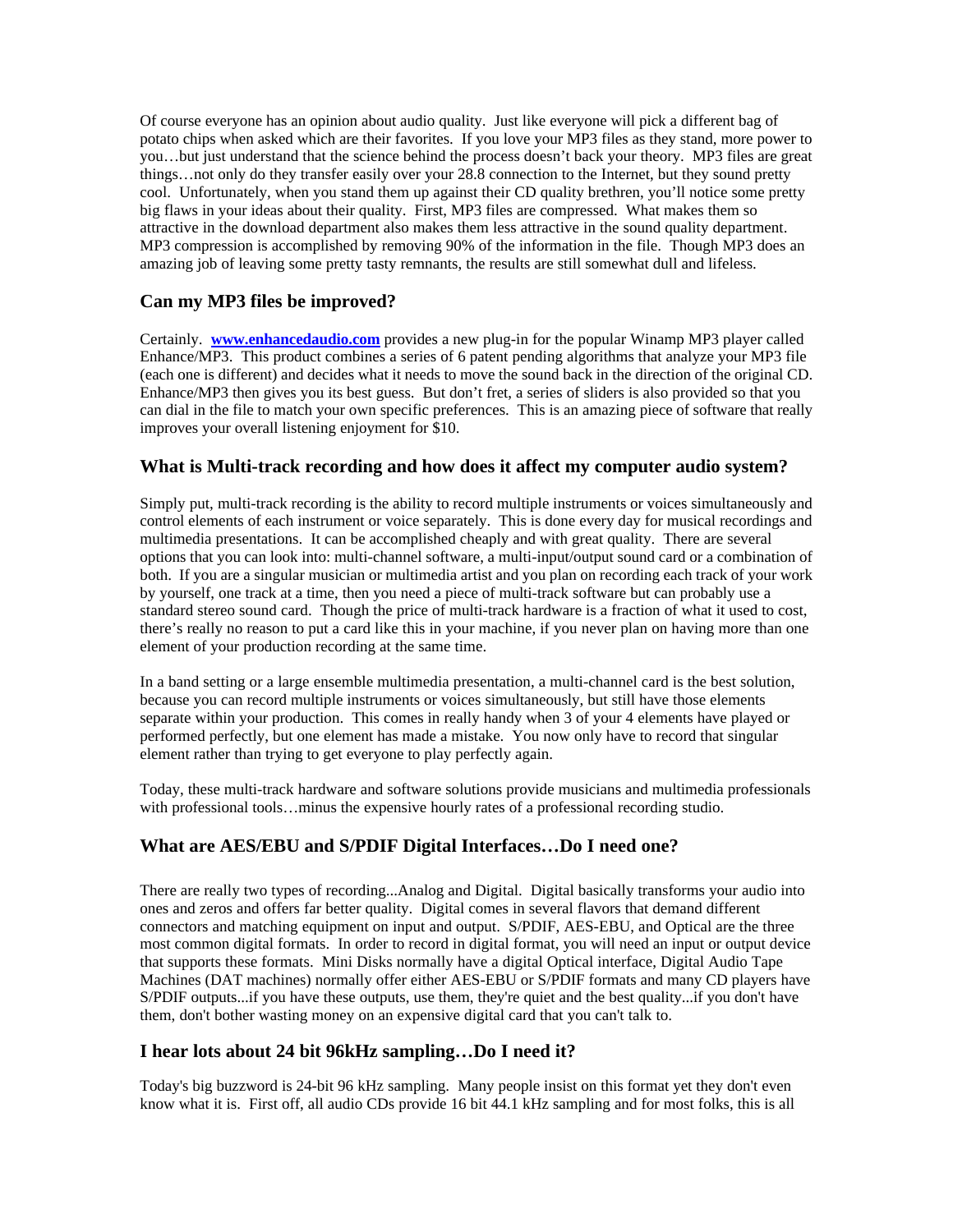Of course everyone has an opinion about audio quality. Just like everyone will pick a different bag of potato chips when asked which are their favorites. If you love your MP3 files as they stand, more power to you…but just understand that the science behind the process doesn't back your theory. MP3 files are great things…not only do they transfer easily over your 28.8 connection to the Internet, but they sound pretty cool. Unfortunately, when you stand them up against their CD quality brethren, you'll notice some pretty big flaws in your ideas about their quality. First, MP3 files are compressed. What makes them so attractive in the download department also makes them less attractive in the sound quality department. MP3 compression is accomplished by removing 90% of the information in the file. Though MP3 does an amazing job of leaving some pretty tasty remnants, the results are still somewhat dull and lifeless.

## Can my MP3 files be improved?

Certainly. **[www.enhancedaudio.com](http://www.enhancedaudio.com)** provides a new plug-in for the popular Winamp MP3 player called Enhance/MP3. This product combines a series of 6 patent pending algorithms that analyze your MP3 file (each one is different) and decides what it needs to move the sound back in the direction of the original CD. Enhance/MP3 then gives you its best guess. But don't fret, a series of sliders is also provided so that you can dial in the file to match your own specific preferences. This is an amazing piece of software that really improves your overall listening enjoyment for $10.

## What is Multi-track recording and how does it affect my computer audio system?

Simply put, multi-track recording is the ability to record multiple instruments or voices simultaneously and control elements of each instrument or voice separately. This is done every day for musical recordings and multimedia presentations. It can be accomplished cheaply and with great quality. There are several options that you can look into: multi-channel software, a multi-input/output sound card or a combination of both. If you are a singular musician or multimedia artist and you plan on recording each track of your work by yourself, one track at a time, then you need a piece of multi-track software but can probably use a standard stereo sound card. Though the price of multi-track hardware is a fraction of what it used to cost, there's really no reason to put a card like this in your machine, if you never plan on having more than one element of your production recording at the same time.

In a band setting or a large ensemble multimedia presentation, a multi-channel card is the best solution, because you can record multiple instruments or voices simultaneously, but still have those elements separate within your production. This comes in really handy when 3 of your 4 elements have played or performed perfectly, but one element has made a mistake. You now only have to record that singular element rather than trying to get everyone to play perfectly again.

Today, these multi-track hardware and software solutions provide musicians and multimedia professionals with professional tools…minus the expensive hourly rates of a professional recording studio.

## What are AES/EBU and S/PDIF Digital Interfaces…Do I need one?

There are really two types of recording...Analog and Digital. Digital basically transforms your audio into ones and zeros and offers far better quality. Digital comes in several flavors that demand different connectors and matching equipment on input and output. S/PDIF, AES-EBU, and Optical are the three most common digital formats. In order to record in digital format, you will need an input or output device that supports these formats. Mini Disks normally have a digital Optical interface, Digital Audio Tape Machines (DAT machines) normally offer either AES-EBU or S/PDIF formats and many CD players have S/PDIF outputs...if you have these outputs, use them, they're quiet and the best quality...if you don't have them, don't bother wasting money on an expensive digital card that you can't talk to.

## I hear lots about 24 bit 96kHz sampling…Do I need it?

Today's big buzzword is 24-bit 96 kHz sampling. Many people insist on this format yet they don't even know what it is. First off, all audio CDs provide 16 bit 44.1 kHz sampling and for most folks, this is all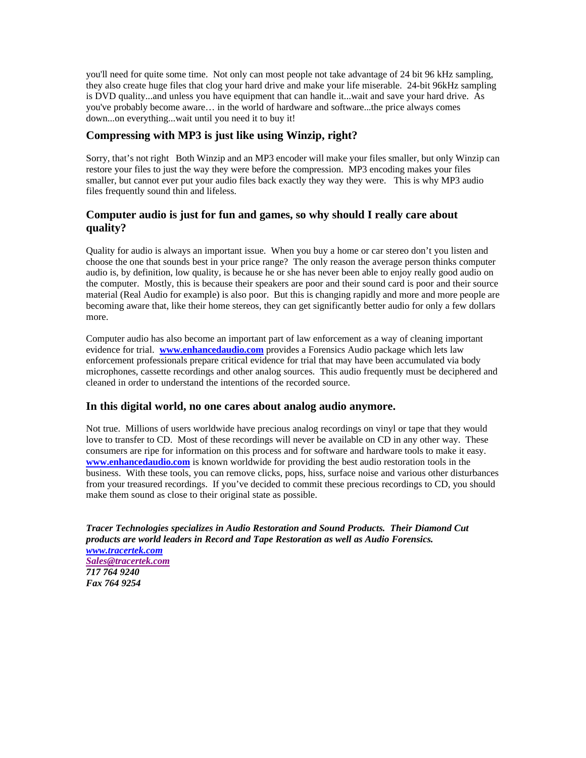you'll need for quite some time. Not only can most people not take advantage of 24 bit 96 kHz sampling, they also create huge files that clog your hard drive and make your life miserable. 24-bit 96kHz sampling is DVD quality...and unless you have equipment that can handle it...wait and save your hard drive. As you've probably become aware… in the world of hardware and software...the price always comes down...on everything...wait until you need it to buy it!

## Compressing with MP3 is just like using Winzip, right?

Sorry, that's not right Both Winzip and an MP3 encoder will make your files smaller, but only Winzip can restore your files to just the way they were before the compression. MP3 encoding makes your files smaller, but cannot ever put your audio files back exactly they way they were. This is why MP3 audio files frequently sound thin and lifeless.

## Computer audio is just for fun and games, so why should I really care about quality?

Quality for audio is always an important issue. When you buy a home or car stereo don't you listen and choose the one that sounds best in your price range? The only reason the average person thinks computer audio is, by definition, low quality, is because he or she has never been able to enjoy really good audio on the computer. Mostly, this is because their speakers are poor and their sound card is poor and their source material (Real Audio for example) is also poor. But this is changing rapidly and more and more people are becoming aware that, like their home stereos, they can get significantly better audio for only a few dollars more.

Computer audio has also become an important part of law enforcement as a way of cleaning important evidence for trial. **www.enhancedaudio.com** provides a Forensics Audio package which lets law enforcement professionals prepare critical evidence for trial that may have been accumulated via body microphones, cassette recordings and other analog sources. This audio frequently must be deciphered and cleaned in order to understand the intentions of the recorded source.

## In this digital world, no one cares about analog audio anymore.

Not true. Millions of users worldwide have precious analog recordings on vinyl or tape that they would love to transfer to CD. Most of these recordings will never be available on CD in any other way. These consumers are ripe for information on this process and for software and hardware tools to make it easy. **www.enhancedaudio.com** is known worldwide for providing the best audio restoration tools in the business. With these tools, you can remove clicks, pops, hiss, surface noise and various other disturbances from your treasured recordings. If you've decided to commit these precious recordings to CD, you should make them sound as close to their original state as possible.

***Tracer Technologies specializes in Audio Restoration and Sound Products. Their Diamond Cut products are world leaders in Record and Tape Restoration as well as Audio Forensics.***
***www.tracertek.com***
***Sales@tracertek.com***
***717 764 9240***
***Fax 764 9254***